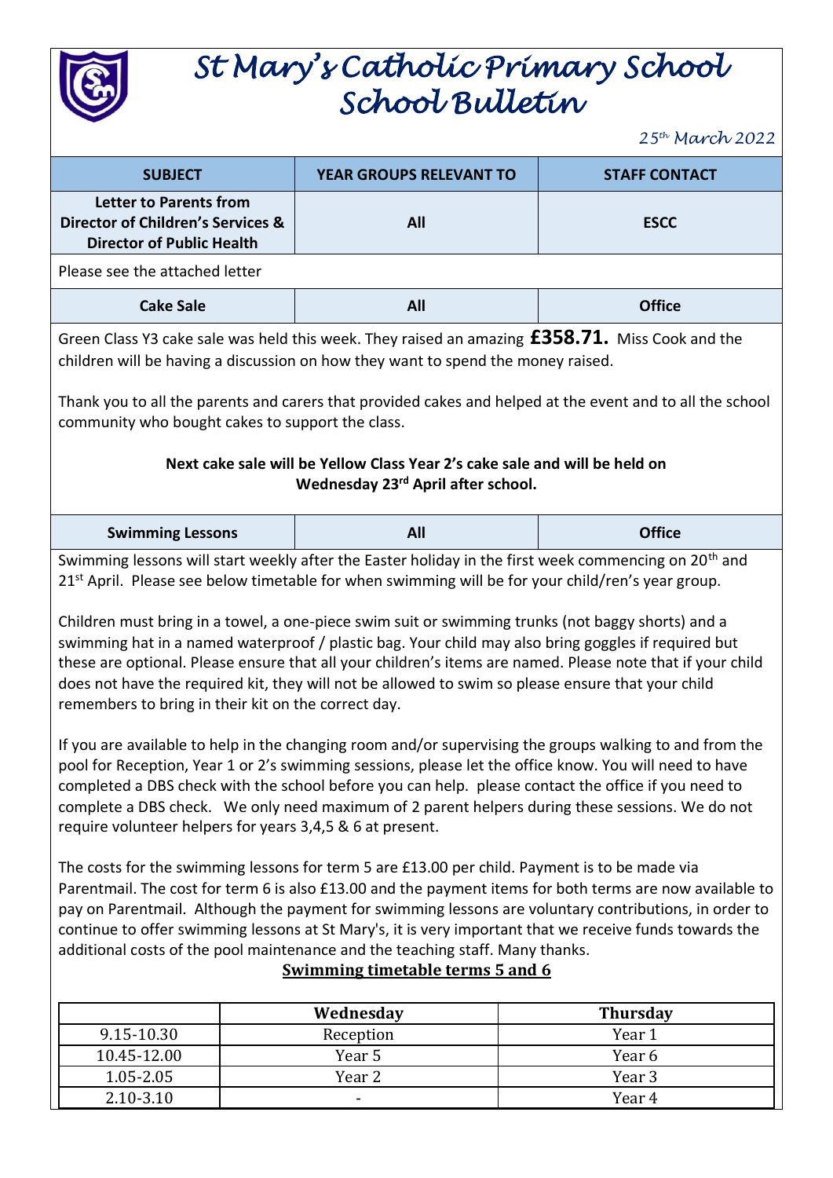# St Mary's Catholic Primary School
# School Bulletin

*25th March 2022*

| SUBJECT | YEAR GROUPS RELEVANT TO | STAFF CONTACT |
|---|---|---|
| **Letter to Parents from Director of Children's Services & Director of Public Health** | **All** | **ESCC** |

Please see the attached letter

| **Cake Sale** | **All** | **Office** |
|---|---|---|

Green Class Y3 cake sale was held this week. They raised an amazing **£358.71.** Miss Cook and the children will be having a discussion on how they want to spend the money raised.

Thank you to all the parents and carers that provided cakes and helped at the event and to all the school community who bought cakes to support the class.

**Next cake sale will be Yellow Class Year 2's cake sale and will be held on Wednesday 23rd April after school.**

| **Swimming Lessons** | **All** | **Office** |
|---|---|---|

Swimming lessons will start weekly after the Easter holiday in the first week commencing on 20th and 21st April. Please see below timetable for when swimming will be for your child/ren's year group.

Children must bring in a towel, a one-piece swim suit or swimming trunks (not baggy shorts) and a swimming hat in a named waterproof / plastic bag. Your child may also bring goggles if required but these are optional. Please ensure that all your children's items are named. Please note that if your child does not have the required kit, they will not be allowed to swim so please ensure that your child remembers to bring in their kit on the correct day.

If you are available to help in the changing room and/or supervising the groups walking to and from the pool for Reception, Year 1 or 2's swimming sessions, please let the office know. You will need to have completed a DBS check with the school before you can help. please contact the office if you need to complete a DBS check. We only need maximum of 2 parent helpers during these sessions. We do not require volunteer helpers for years 3,4,5 & 6 at present.

The costs for the swimming lessons for term 5 are £13.00 per child. Payment is to be made via Parentmail. The cost for term 6 is also £13.00 and the payment items for both terms are now available to pay on Parentmail. Although the payment for swimming lessons are voluntary contributions, in order to continue to offer swimming lessons at St Mary's, it is very important that we receive funds towards the additional costs of the pool maintenance and the teaching staff. Many thanks.

**Swimming timetable terms 5 and 6**

| | Wednesday | Thursday |
|---|---|---|
| 9.15-10.30 | Reception | Year 1 |
| 10.45-12.00 | Year 5 | Year 6 |
| 1.05-2.05 | Year 2 | Year 3 |
| 2.10-3.10 | - | Year 4 |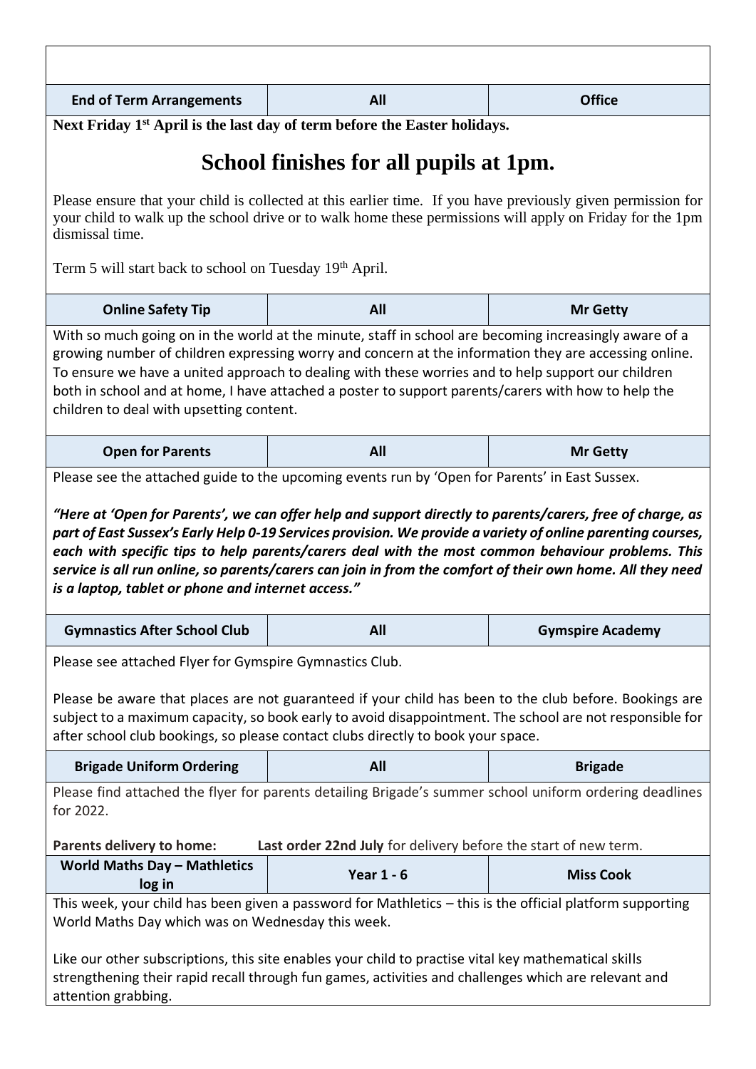| End of Term Arrangements | All | Office |
| --- | --- | --- |

**Next Friday 1st April is the last day of term before the Easter holidays.**

# School finishes for all pupils at 1pm.

Please ensure that your child is collected at this earlier time. If you have previously given permission for your child to walk up the school drive or to walk home these permissions will apply on Friday for the 1pm dismissal time.

Term 5 will start back to school on Tuesday 19th April.

| Online Safety Tip | All | Mr Getty |
| --- | --- | --- |

With so much going on in the world at the minute, staff in school are becoming increasingly aware of a growing number of children expressing worry and concern at the information they are accessing online. To ensure we have a united approach to dealing with these worries and to help support our children both in school and at home, I have attached a poster to support parents/carers with how to help the children to deal with upsetting content.

| Open for Parents | All | Mr Getty |
| --- | --- | --- |

Please see the attached guide to the upcoming events run by 'Open for Parents' in East Sussex.

***"Here at 'Open for Parents', we can offer help and support directly to parents/carers, free of charge, as part of East Sussex's Early Help 0-19 Services provision. We provide a variety of online parenting courses, each with specific tips to help parents/carers deal with the most common behaviour problems. This service is all run online, so parents/carers can join in from the comfort of their own home. All they need is a laptop, tablet or phone and internet access."***

| Gymnastics After School Club | All | Gymspire Academy |
| --- | --- | --- |

Please see attached Flyer for Gymspire Gymnastics Club.

Please be aware that places are not guaranteed if your child has been to the club before. Bookings are subject to a maximum capacity, so book early to avoid disappointment. The school are not responsible for after school club bookings, so please contact clubs directly to book your space.

| Brigade Uniform Ordering | All | Brigade |
| --- | --- | --- |

Please find attached the flyer for parents detailing Brigade's summer school uniform ordering deadlines for 2022.

**Parents delivery to home:** **Last order 22nd July** for delivery before the start of new term.

| World Maths Day – Mathletics log in | Year 1 - 6 | Miss Cook |
| --- | --- | --- |

This week, your child has been given a password for Mathletics – this is the official platform supporting World Maths Day which was on Wednesday this week.

Like our other subscriptions, this site enables your child to practise vital key mathematical skills strengthening their rapid recall through fun games, activities and challenges which are relevant and attention grabbing.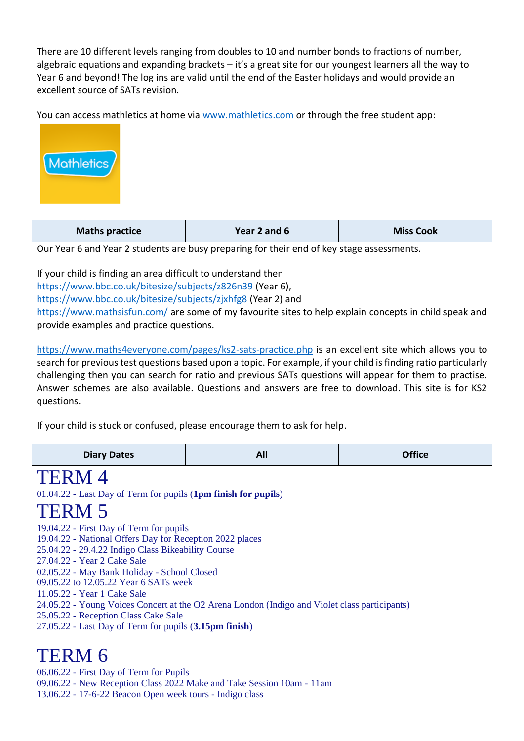There are 10 different levels ranging from doubles to 10 and number bonds to fractions of number, algebraic equations and expanding brackets – it's a great site for our youngest learners all the way to Year 6 and beyond! The log ins are valid until the end of the Easter holidays and would provide an excellent source of SATs revision.

You can access mathletics at home via www.mathletics.com or through the free student app:

| Maths practice | Year 2 and 6 | Miss Cook |
|---|---|---|

Our Year 6 and Year 2 students are busy preparing for their end of key stage assessments.

If your child is finding an area difficult to understand then https://www.bbc.co.uk/bitesize/subjects/z826n39 (Year 6), https://www.bbc.co.uk/bitesize/subjects/zjxhfg8 (Year 2) and https://www.mathsisfun.com/ are some of my favourite sites to help explain concepts in child speak and provide examples and practice questions.

https://www.maths4everyone.com/pages/ks2-sats-practice.php is an excellent site which allows you to search for previous test questions based upon a topic. For example, if your child is finding ratio particularly challenging then you can search for ratio and previous SATs questions will appear for them to practise. Answer schemes are also available. Questions and answers are free to download. This site is for KS2 questions.

If your child is stuck or confused, please encourage them to ask for help.

| Diary Dates | All | Office |
|---|---|---|

# TERM 4

01.04.22 - Last Day of Term for pupils (**1pm finish for pupils**)

# TERM 5

19.04.22 - First Day of Term for pupils
19.04.22 - National Offers Day for Reception 2022 places
25.04.22 - 29.4.22 Indigo Class Bikeability Course
27.04.22 - Year 2 Cake Sale
02.05.22 - May Bank Holiday - School Closed
09.05.22 to 12.05.22 Year 6 SATs week
11.05.22 - Year 1 Cake Sale
24.05.22 - Young Voices Concert at the O2 Arena London (Indigo and Violet class participants)
25.05.22 - Reception Class Cake Sale
27.05.22 - Last Day of Term for pupils (**3.15pm finish**)

# TERM 6

06.06.22 - First Day of Term for Pupils
09.06.22 - New Reception Class 2022 Make and Take Session 10am - 11am
13.06.22 - 17-6-22 Beacon Open week tours - Indigo class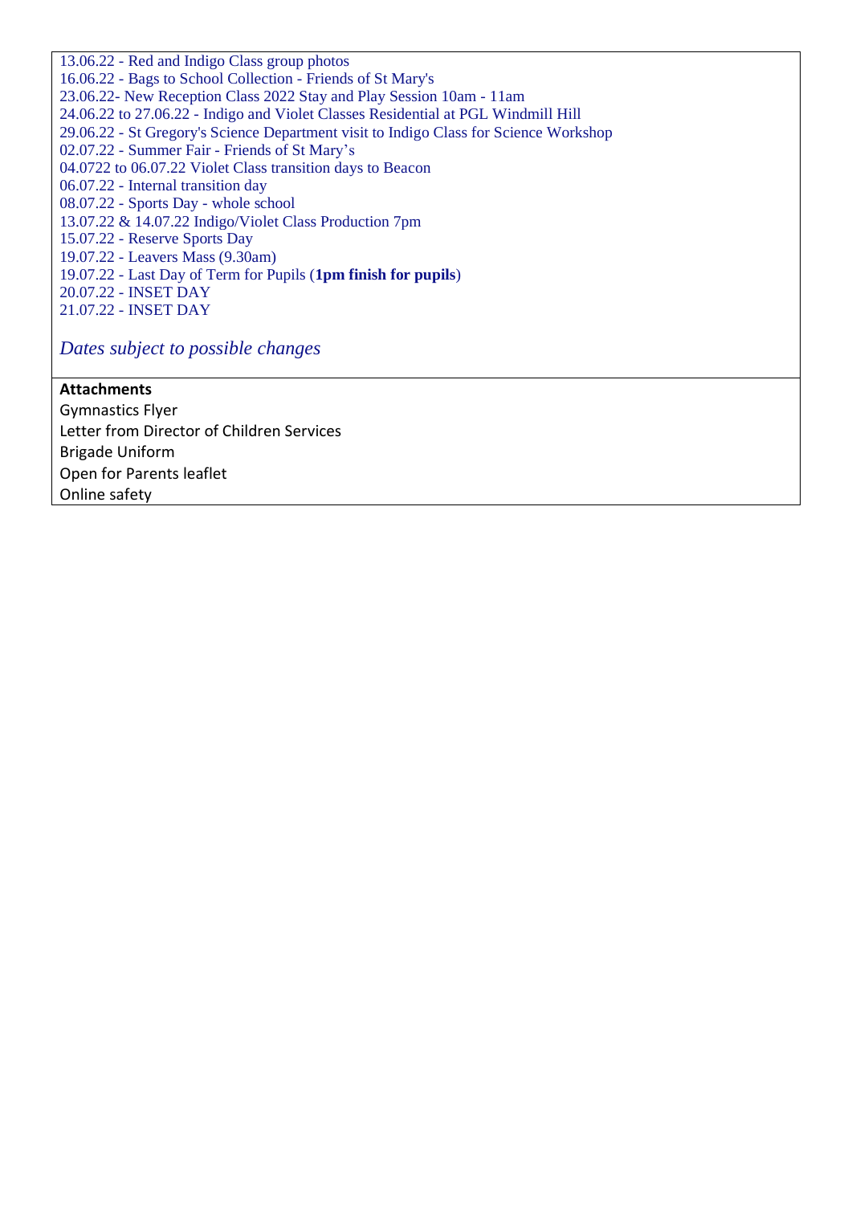13.06.22 - Red and Indigo Class group photos
16.06.22 - Bags to School Collection - Friends of St Mary's
23.06.22- New Reception Class 2022 Stay and Play Session 10am - 11am
24.06.22 to 27.06.22 - Indigo and Violet Classes Residential at PGL Windmill Hill
29.06.22 - St Gregory's Science Department visit to Indigo Class for Science Workshop
02.07.22 - Summer Fair - Friends of St Mary's
04.0722 to 06.07.22 Violet Class transition days to Beacon
06.07.22 - Internal transition day
08.07.22 - Sports Day - whole school
13.07.22 & 14.07.22 Indigo/Violet Class Production 7pm
15.07.22 - Reserve Sports Day
19.07.22 - Leavers Mass (9.30am)
19.07.22 - Last Day of Term for Pupils (**1pm finish for pupils**)
20.07.22 - INSET DAY
21.07.22 - INSET DAY

*Dates subject to possible changes*

**Attachments**

Gymnastics Flyer
Letter from Director of Children Services
Brigade Uniform
Open for Parents leaflet
Online safety